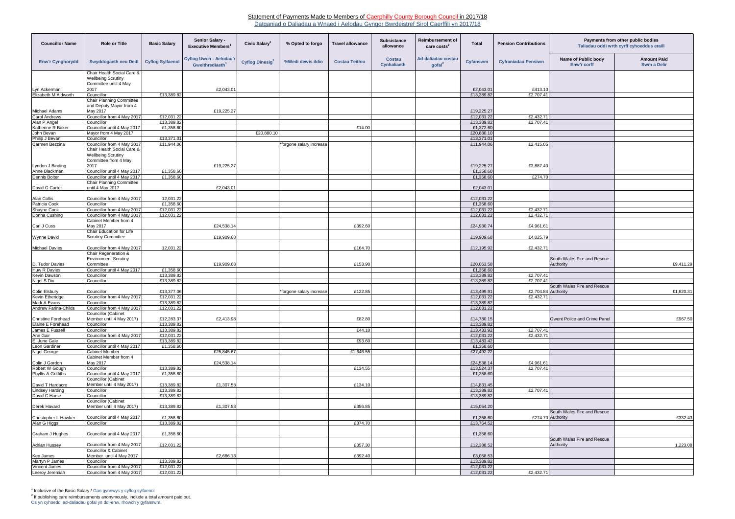# Statement of Payments Made to Members of Caerphilly County Borough Council in 2017/18

Datganiad o Daliadau a Wnaed i Aelodau Gyngor Bwrdeistref Sirol Caerffili yn 2017/18

| Councillor Name | Role or Title | Basic Salary | Senior Salary - Executive Members[1] | Civic Salary[1] | % Opted to forgo | Travel allowance | Subsistence allowance | Reimbursement of care costs[2] | Total | Pension Contributions | Payments from other public bodies Taliadau oddi wrth cyrff cyhoeddus eraill | |
|---|---|---|---|---|---|---|---|---|---|---|---|---|
| Enw'r Cynghorydd | Swyddogaeth neu Deitl | Cyflog Sylfaenol | Cyflog Uwch - Aelodau'r Gweithrediaeth[1] | Cyflog Dinesig[1] | %Wedi dewis ildio | Costau Teithio | Costau Cynhaliaeth | Ad-daliadau costau gofal[2] | Cyfanswm | Cyfraniadau Pensiwn | Name of Public body Enw'r corff | Amount Paid Swm a Delir |
| Lyn Ackerman | Chair Health Social Care & Wellbeing Scrutiny Committee until 4 May 2017 | | £2,043.01 | | | | | | £2,043.01 | £413.10 | | |
| Elizabeth M Aldworth | Councillor | £13,389.82 | | | | | | | £13,389.82 | £2,707.41 | | |
| Michael Adams | Chair Planning Committee and Deputy Mayor from 4 May 2017 | | £19,225.27 | | | | | | £19,225.27 | | | |
| Carol Andrews | Councillor from 4 May 2017 | £12,031.22 | | | | | | | £12,031.22 | £2,432.71 | | |
| Alan P Angel | Councillor | £13,389.82 | | | | | | | £13,389.82 | £2,707.41 | | |
| Katherine R Baker | Councillor until 4 May 2017 | £1,358.60 | | | | £14.00 | | | £1,372.60 | | | |
| John Bevan | Mayor from 4 May 2017 | | | £20,880.10 | | | | | £20,880.10 | | | |
| Philip J Bevan | Councillor | £13,371.01 | | | | | | | £13,371.01 | | | |
| Carmen Bezzina | Councillor from 4 May 2017 | £11,944.06 | | | *forgone salary increase | | | | £11,944.06 | £2,415.05 | | |
| Lyndon J Binding | Chair Health Social Care & Wellbeing Scrutiny Committee from 4 May 2017 | | £19,225.27 | | | | | | £19,225.27 | £3,887.40 | | |
| Anne Blackman | Councillor until 4 May 2017 | £1,358.60 | | | | | | | £1,358.60 | | | |
| Dennis Bolter | Councillor until 4 May 2017 | £1,358.60 | | | | | | | £1,358.60 | £274.70 | | |
| David G Carter | Chair Planning Committee until 4 May 2017 | | £2,043.01 | | | | | | £2,043.01 | | | |
| Alan Collis | Councillor from 4 May 2017 | 12,031.22 | | | | | | | £12,031.22 | | | |
| Patricia Cook | Councillor | £1,358.60 | | | | | | | £1,358.60 | | | |
| Shayne Cook | Councillor from 4 May 2017 | £12,031.22 | | | | | | | £12,031.22 | £2,432.71 | | |
| Donna Cushing | Councillor from 4 May 2017 | £12,031.22 | | | | | | | £12,031.22 | £2,432.71 | | |
| Carl J Cuss | Cabinet Member from 4 May 2017 | | £24,538.14 | | | £392.60 | | | £24,930.74 | £4,961.61 | | |
| Wynne David | Chair Education for Life Scrutiny Committee | | £19,909.68 | | | | | | £19,909.68 | £4,025.79 | | |
| Michael Davies | Councillor from 4 May 2017 | 12,031.22 | | | | £164.70 | | | £12,195.92 | £2,432.71 | | |
| D. Tudor Davies | Chair Regeneration & Environment Scrutiny Committee | | £19,909.68 | | | £153.90 | | | £20,063.58 | | South Wales Fire and Rescue Authority | £9,411.29 |
| Huw R Davies | Councillor until 4 May 2017 | £1,358.60 | | | | | | | £1,358.60 | | | |
| Kevin Dawson | Councillor | £13,389.82 | | | | | | | £13,389.82 | £2,707.41 | | |
| Nigel S Dix | Councillor | £13,389.82 | | | | | | | £13,389.82 | £2,707.41 | | |
| Colin Elsbury | Councillor | £13,377.06 | | | *forgone salary increase | £122.85 | | | £13,499.91 | £2,704.84 | South Wales Fire and Rescue Authority | £1,620.31 |
| Kevin Etheridge | Councillor from 4 May 2017 | £12,031.22 | | | | | | | £12,031.22 | £2,432.71 | | |
| Mark A Evans | Councillor | £13,389.82 | | | | | | | £13,389.82 | | | |
| Andrew Farina-Childs | Councillor from 4 May 2017 | £12,031.22 | | | | | | | £12,031.22 | | | |
| Christine Forehead | Councillor (Cabinet Member until 4 May 2017) | £12,283.37 | £2,413.98 | | | £82.80 | | | £14,780.15 | | Gwent Police and Crime Panel | £967.50 |
| Elaine E Forehead | Councillor | £13,389.82 | | | | | | | £13,389.82 | | | |
| James E Fussell | Councillor | £13,389.82 | | | | £44.10 | | | £13,433.92 | £2,707.41 | | |
| Ann Gair | Councillor from 4 May 2017 | £12,031.22 | | | | | | | £12,031.22 | £2,432.71 | | |
| E. June Gale | Councillor | £13,389.82 | | | | £93.60 | | | £13,483.42 | | | |
| Leon Gardiner | Councillor until 4 May 2017 | £1,358.60 | | | | | | | £1,358.60 | | | |
| Nigel George | Cabinet Member | | £25,845.67 | | | £1,646.55 | | | £27,492.22 | | | |
| Colin J Gordon | Cabinet Member from 4 May 2017 | | £24,538.14 | | | | | | £24,538.14 | £4,961.61 | | |
| Robert W Gough | Councillor | £13,389.82 | | | | £134.55 | | | £13,524.37 | £2,707.41 | | |
| Phyllis A Griffiths | Councillor until 4 May 2017 | £1,358.60 | | | | | | | £1,358.60 | | | |
| David T Hardacre | Councillor (Cabinet Member until 4 May 2017) | £13,389.82 | £1,307.53 | | | £134.10 | | | £14,831.45 | | | |
| Lindsey Harding | Councillor | £13,389.82 | | | | | | | £13,389.82 | £2,707.41 | | |
| David C Harse | Councillor | £13,389.82 | | | | | | | £13,389.82 | | | |
| Derek Havard | Councillor (Cabinet Member until 4 May 2017) | £13,389.82 | £1,307.53 | | | £356.85 | | | £15,054.20 | | | |
| Christopher L Hawker | Councillor until 4 May 2017 | £1,358.60 | | | | | | | £1,358.60 | £274.70 | South Wales Fire and Rescue Authority | £332.43 |
| Alan G Higgs | Councillor | £13,389.82 | | | | £374.70 | | | £13,764.52 | | | |
| Graham J Hughes | Councillor until 4 May 2017 | £1,358.60 | | | | | | | £1,358.60 | | | |
| Adrian Hussey | Councillor from 4 May 2017 | £12,031.22 | | | | £357.30 | | | £12,388.52 | | South Wales Fire and Rescue Authority | 1,223.08 |
| Ken James | Councillor & Cabinet Member until 4 May 2017 | | £2,666.13 | | | £392.40 | | | £3,058.53 | | | |
| Martyn P James | Councillor | £13,389.82 | | | | | | | £13,389.82 | | | |
| Vincent James | Councillor from 4 May 2017 | £12,031.22 | | | | | | | £12,031.22 | | | |
| Leeroy Jeremiah | Councillor from 4 May 2017 | £12,031.22 | | | | | | | £12,031.22 | £2,432.71 | | |

[1] Inclusive of the Basic Salary / Gan gynnwys y cyflog sylfaenol

[2] If publishing care reimbursements anonymously, include a total amount paid out.
Os yn cyhoeddi ad-daliadau gofal yn ddi-enw, rhowch y gyfanswm.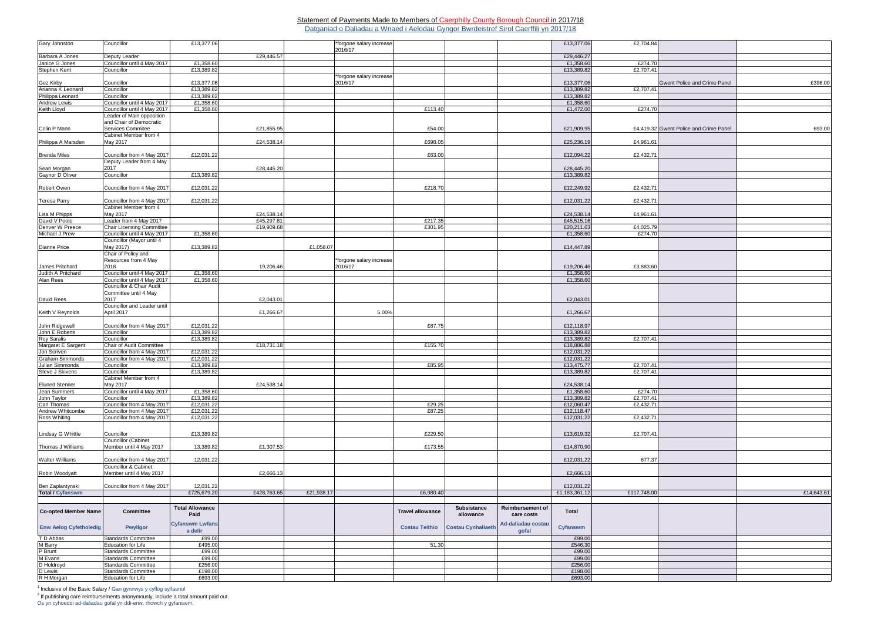# Statement of Payments Made to Members of Caerphilly County Borough Council in 2017/18

Datganiad o Daliadau a Wnaed i Aelodau Gyngor Bwrdeistref Sirol Caerffili yn 2017/18

| | | | | | | | | | | | | |
|---|---|---|---|---|---|---|---|---|---|---|---|---|
| Gary Johnston | Councillor | £13,377.06 | | | *forgone salary increase 2016/17 | | | | £13,377.06 | £2,704.84 | | |
| Barbara A Jones | Deputy Leader | | £29,446.57 | | | | | | £29,446.27 | | | |
| Janice G Jones | Councillor until 4 May 2017 | £1,358.60 | | | | | | | £1,358.60 | £274.70 | | |
| Stephen Kent | Councillor | £13,389.82 | | | | | | | £13,389.82 | £2,707.41 | | |
| Gez Kirby | Councillor | £13,377.06 | | | *forgone salary increase 2016/17 | | | | £13,377.06 | | Gwent Police and Crime Panel | £396.00 |
| Arianna K Leonard | Councillor | £13,389.82 | | | | | | | £13,389.82 | £2,707.41 | | |
| Philippa Leonard | Councillor | £13,389.82 | | | | | | | £13,389.82 | | | |
| Andrew Lewis | Councillor until 4 May 2017 | £1,358.60 | | | | | | | £1,358.60 | | | |
| Keith Lloyd | Councillor until 4 May 2017 | £1,358.60 | | | | £113.40 | | | £1,472.00 | £274.70 | | |
| Colin P Mann | Leader of Main opposition and Chair of Democratic Services Commitee | | £21,855.95 | | | £54.00 | | | £21,909.95 | £4,419.32 | Gwent Police and Crime Panel | 693.00 |
| Philippa A Marsden | Cabinet Member from 4 May 2017 | | £24,538.14 | | | £698.05 | | | £25,236.19 | £4,961.61 | | |
| Brenda Miles | Councillor from 4 May 2017 | £12,031.22 | | | | £63.00 | | | £12,094.22 | £2,432.71 | | |
| Sean Morgan | Deputy Leader from 4 May 2017 | | £28,445.20 | | | | | | £28,445.20 | | | |
| Gaynor D Oliver | Councillor | £13,389.82 | | | | | | | £13,389.82 | | | |
| Robert Owen | Councillor from 4 May 2017 | £12,031.22 | | | | £218.70 | | | £12,249.92 | £2,432.71 | | |
| Teresa Parry | Councillor from 4 May 2017 | £12,031.22 | | | | | | | £12,031.22 | £2,432.71 | | |
| Lisa M Phipps | Cabinet Member from 4 May 2017 | | £24,538.14 | | | | | | £24,538.14 | £4,961.61 | | |
| David V Poole | Leader from 4 May 2017 | | £45,297.81 | | | £217.35 | | | £45,515.16 | | | |
| Denver W Preece | Chair Licensing Committee | | £19,909.68 | | | £301.95 | | | £20,211.63 | £4,025.79 | | |
| Michael J Prew | Councillor until 4 May 2017 | £1,358.60 | | | | | | | £1,358.60 | £274.70 | | |
| Dianne Price | Councillor (Mayor until 4 May 2017) | £13,389.82 | | £1,058.07 | | | | | £14,447.89 | | | |
| James Pritchard | Chair of Policy and Resources from 4 May 2018 | | 19,206.46 | | *forgone salary increase 2016/17 | | | | £19,206.46 | £3,883.60 | | |
| Judith A Pritchard | Councillor until 4 May 2017 | £1,358.60 | | | | | | | £1,358.60 | | | |
| Alan Rees | Councillor until 4 May 2017 | £1,358.60 | | | | | | | £1,358.60 | | | |
| David Rees | Councillor & Chair Audit Committee until 4 May 2017 | | £2,043.01 | | | | | | £2,043.01 | | | |
| Keith V Reynolds | Councillor and Leader until April 2017 | | £1,266.67 | | 5.00% | | | | £1,266.67 | | | |
| John Ridgewell | Councillor from 4 May 2017 | £12,031.22 | | | | £87.75 | | | £12,118.97 | | | |
| John E Roberts | Councillor | £13,389.82 | | | | | | | £13,389.82 | | | |
| Roy Saralis | Councillor | £13,389.82 | | | | | | | £13,389.82 | £2,707.41 | | |
| Margaret E Sargent | Chair of Audit Committee | | £18,731.18 | | | £155.70 | | | £18,886.88 | | | |
| Jon Scriven | Councillor from 4 May 2017 | £12,031.22 | | | | | | | £12,031.22 | | | |
| Graham Simmonds | Councillor from 4 May 2017 | £12,031.22 | | | | | | | £12,031.22 | | | |
| Julian Simmonds | Councillor | £13,389.82 | | | | £85.95 | | | £13,475.77 | £2,707.41 | | |
| Steve J Skivens | Councillor | £13,389.82 | | | | | | | £13,389.82 | £2,707.41 | | |
| Eluned Stenner | Cabinet Member from 4 May 2017 | | £24,538.14 | | | | | | £24,538.14 | | | |
| Jean Summers | Councillor until 4 May 2017 | £1,358.60 | | | | | | | £1,358.60 | £274.70 | | |
| John Taylor | Councillor | £13,389.82 | | | | | | | £13,389.82 | £2,707.41 | | |
| Carl Thomas | Councillor from 4 May 2017 | £12,031.22 | | | | £29.25 | | | £12,060.47 | £2,432.71 | | |
| Andrew Whitcombe | Councillor from 4 May 2017 | £12,031.22 | | | | £87.25 | | | £12,118.47 | | | |
| Ross Whiting | Councillor from 4 May 2017 | £12,031.22 | | | | | | | £12,031.22 | £2,432.71 | | |
| Lindsay G Whittle | Councillor | £13,389.82 | | | | £229.50 | | | £13,619.32 | £2,707.41 | | |
| Thomas J Williams | Councillor (Cabinet Member until 4 May 2017 | 13,389.82 | £1,307.53 | | | £173.55 | | | £14,870.90 | | | |
| Walter Williams | Councillor from 4 May 2017 | 12,031.22 | | | | | | | £12,031.22 | 677.37 | | |
| Robin Woodyatt | Councillor & Cabinet Member until 4 May 2017 | | £2,666.13 | | | | | | £2,666.13 | | | |
| Ben Zaplantynski | Councillor from 4 May 2017 | 12,031.22 | | | | | | | £12,031.22 | | | |
| **Total / Cyfanswm** | | £725,679.20 | £428,763.65 | £21,938.17 | | £6,980.40 | | | £1,183,361.12 | £117,748.00 | | £14,643.61 |

| Co-opted Member Name | Committee | Total Allowance Paid | | | | Travel allowance | Subsistence allowance | Reimbursement of care costs | Total |
|---|---|---|---|---|---|---|---|---|---|
| Enw Aelog Cyfetholedig | Pwyllgor | Cyfanswm Lwfans a delir | | | | Costau Teithio | Costau Cynhaliaeth | Ad-daliadau costau gofal | Cyfanswm |
| T D Abbas | Standards Committee | £99.00 | | | | | | | £99.00 |
| M Barry | Education for Life | £495.00 | | | | 51.30 | | | £546.30 |
| P Brunt | Standards Committee | £99.00 | | | | | | | £99.00 |
| M Evans | Standards Committee | £99.00 | | | | | | | £99.00 |
| D Holdroyd | Standards Committee | £256.00 | | | | | | | £256.00 |
| D Lewis | Standards Committee | £198.00 | | | | | | | £198.00 |
| R H Morgan | Education for Life | £693.00 | | | | | | | £693.00 |

[1] Inclusive of the Basic Salary / Gan gynnwys y cyflog sylfaenol

[2] If publishing care reimbursements anonymously, include a total amount paid out.
Os yn cyhoeddi ad-daliadau gofal yn ddi-enw, rhowch y gyfanswm.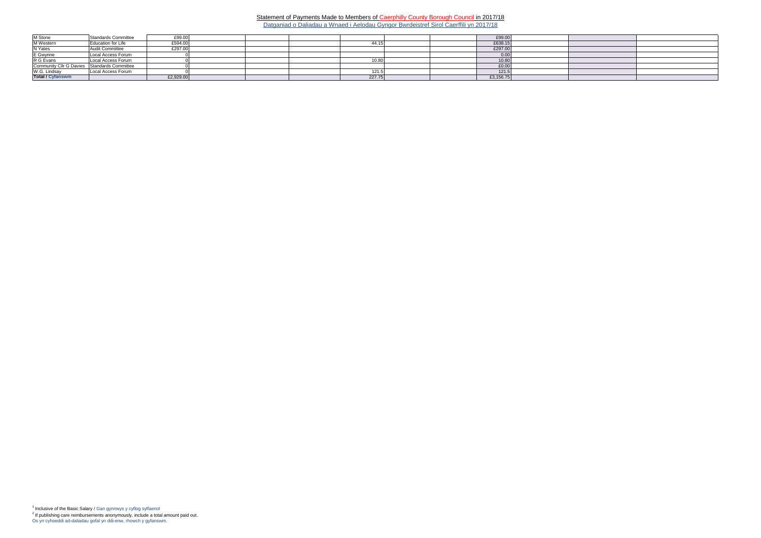## Statement of Payments Made to Members of Caerphilly County Borough Council in 2017/18

Datganiad o Daliadau a Wnaed i Aelodau Gyngor Bwrdeistref Sirol Caerffili yn 2017/18

| | | | | | | | | | | | | |
|---|---|---|---|---|---|---|---|---|---|---|---|---|
| M Stone | Standards Committee | £99.00 | | | | | | | £99.00 | | | |
| M Western | Education for Life | £594.00 | | | | | 44.15 | | £638.15 | | | |
| N Yates | Audit Committee | £297.00 | | | | | | | £297.00 | | | |
| E Gwynne | Local Access Forum | 0 | | | | | | | 0.00 | | | |
| R G Evans | Local Access Forum | 0 | | | | | 10.80 | | 10.80 | | | |
| Community Cllr G Davies | Standards Committee | 0 | | | | | | | £0.00 | | | |
| W.G. Lindsay | Local Access Forum | 0 | | | | | 121.5 | | 121.5 | | | |
| **Total / Cyfanswm** | | £2,929.00 | | | | | 227.75 | | £3,156.75 | | | |

[1] Inclusive of the Basic Salary / Gan gynnwys y cyflog sylfaenol

[2] If publishing care reimbursements anonymously, include a total amount paid out.
Os yn cyhoeddi ad-daliadau gofal yn ddi-enw, rhowch y gyfanswm.